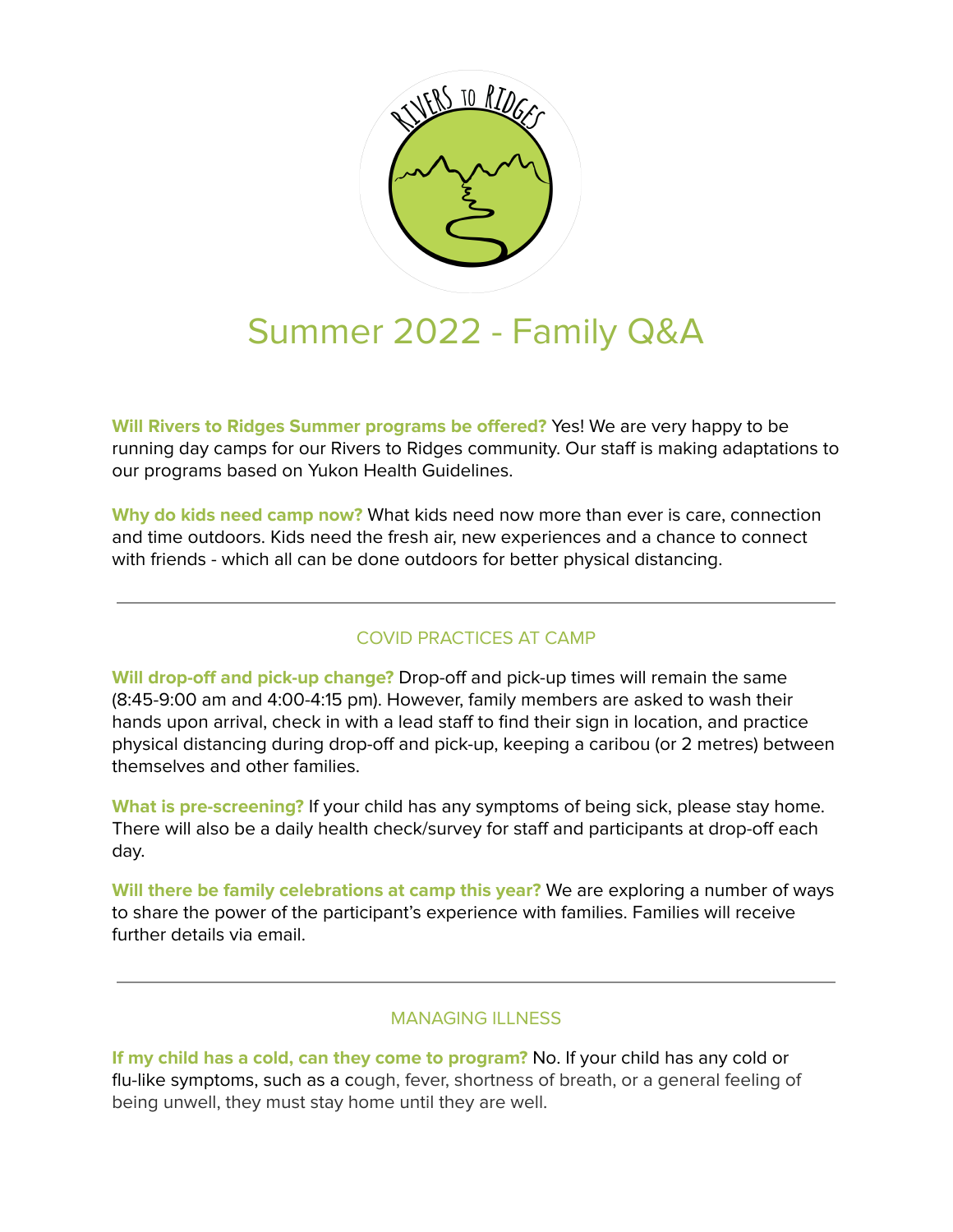# Summer 2022 - Family Q&A

**Will Rivers to Ridges Summer programs be offered?** Yes! We are very happy to be running day camps for our Rivers to Ridges community. Our staff is making adaptations to our programs based on Yukon Health Guidelines.

**Why do kids need camp now?** What kids need now more than ever is care, connection and time outdoors. Kids need the fresh air, new experiences and a chance to connect with friends - which all can be done outdoors for better physical distancing.

---

## COVID PRACTICES AT CAMP

**Will drop-off and pick-up change?** Drop-off and pick-up times will remain the same (8:45-9:00 am and 4:00-4:15 pm). However, family members are asked to wash their hands upon arrival, check in with a lead staff to find their sign in location, and practice physical distancing during drop-off and pick-up, keeping a caribou (or 2 metres) between themselves and other families.

**What is pre-screening?** If your child has any symptoms of being sick, please stay home. There will also be a daily health check/survey for staff and participants at drop-off each day.

**Will there be family celebrations at camp this year?** We are exploring a number of ways to share the power of the participant's experience with families. Families will receive further details via email.

---

## MANAGING ILLNESS

**If my child has a cold, can they come to program?** No. If your child has any cold or flu-like symptoms, such as a cough, fever, shortness of breath, or a general feeling of being unwell, they must stay home until they are well.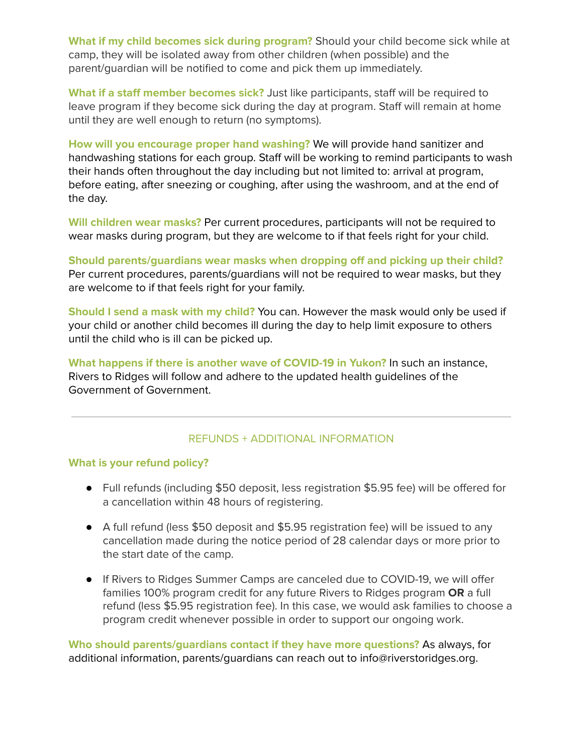**What if my child becomes sick during program?** Should your child become sick while at camp, they will be isolated away from other children (when possible) and the parent/guardian will be notified to come and pick them up immediately.

**What if a staff member becomes sick?** Just like participants, staff will be required to leave program if they become sick during the day at program. Staff will remain at home until they are well enough to return (no symptoms).

**How will you encourage proper hand washing?** We will provide hand sanitizer and handwashing stations for each group. Staff will be working to remind participants to wash their hands often throughout the day including but not limited to: arrival at program, before eating, after sneezing or coughing, after using the washroom, and at the end of the day.

**Will children wear masks?** Per current procedures, participants will not be required to wear masks during program, but they are welcome to if that feels right for your child.

**Should parents/guardians wear masks when dropping off and picking up their child?** Per current procedures, parents/guardians will not be required to wear masks, but they are welcome to if that feels right for your family.

**Should I send a mask with my child?** You can. However the mask would only be used if your child or another child becomes ill during the day to help limit exposure to others until the child who is ill can be picked up.

**What happens if there is another wave of COVID-19 in Yukon?** In such an instance, Rivers to Ridges will follow and adhere to the updated health guidelines of the Government of Government.

---

## REFUNDS + ADDITIONAL INFORMATION

**What is your refund policy?**

- Full refunds (including $50 deposit, less registration $5.95 fee) will be offered for a cancellation within 48 hours of registering.
- A full refund (less $50 deposit and $5.95 registration fee) will be issued to any cancellation made during the notice period of 28 calendar days or more prior to the start date of the camp.
- If Rivers to Ridges Summer Camps are canceled due to COVID-19, we will offer families 100% program credit for any future Rivers to Ridges program **OR** a full refund (less $5.95 registration fee). In this case, we would ask families to choose a program credit whenever possible in order to support our ongoing work.

**Who should parents/guardians contact if they have more questions?** As always, for additional information, parents/guardians can reach out to info@riverstoridges.org.